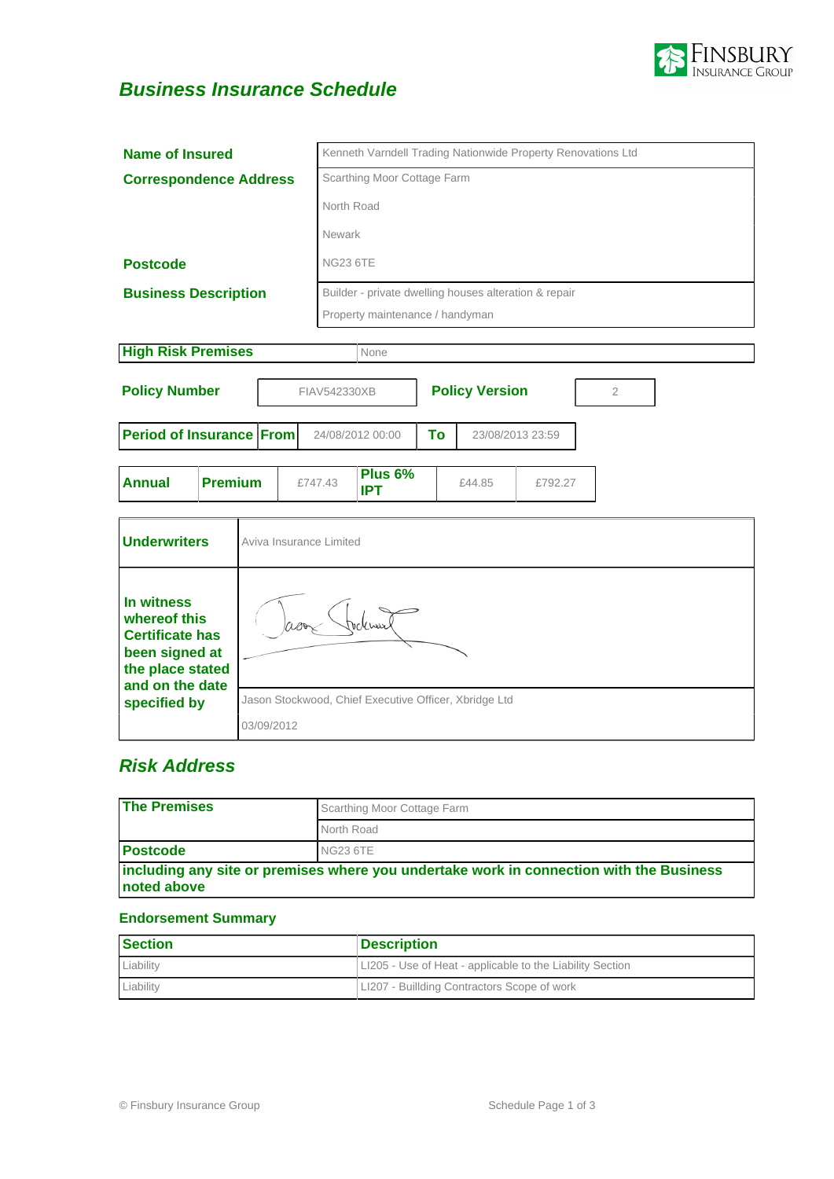## *Business Insurance Schedule*

| | |
|---|---|
| **Name of Insured** | Kenneth Varndell Trading Nationwide Property Renovations Ltd |
| **Correspondence Address** | Scarthing Moor Cottage Farm |
| | North Road |
| | Newark |
| **Postcode** | NG23 6TE |
| **Business Description** | Builder - private dwelling houses alteration & repair |
| | Property maintenance / handyman |

| | |
|---|---|
| **High Risk Premises** | None |

| | | | |
|---|---|---|---|
| **Policy Number** | FIAV542330XB | **Policy Version** | 2 |

| | | | | |
|---|---|---|---|---|
| **Period of Insurance** | **From** | 24/08/2012 00:00 | **To** | 23/08/2013 23:59 |

| | | | | | |
|---|---|---|---|---|---|
| **Annual** | **Premium** | £747.43 | **Plus 6% IPT** | £44.85 | £792.27 |

| | |
|---|---|
| **Underwriters** | Aviva Insurance Limited |
| **In witness whereof this Certificate has been signed at the place stated and on the date specified by** | Jason Stockwood, Chief Executive Officer, Xbridge Ltd |
| | 03/09/2012 |

## *Risk Address*

| | |
|---|---|
| **The Premises** | Scarthing Moor Cottage Farm |
| | North Road |
| **Postcode** | NG23 6TE |
| **including any site or premises where you undertake work in connection with the Business noted above** | |

### Endorsement Summary

| Section | Description |
|---|---|
| Liability | LI205 - Use of Heat - applicable to the Liability Section |
| Liability | LI207 - Buillding Contractors Scope of work |

© Finsbury Insurance Group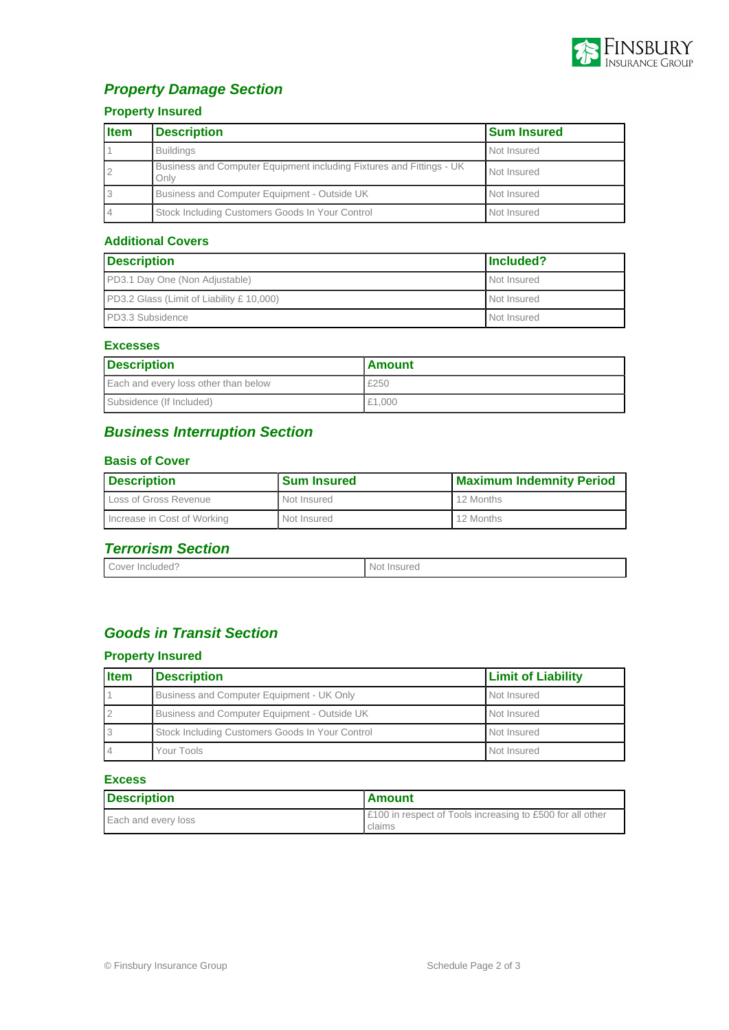## *Property Damage Section*

### Property Insured

| Item | Description | Sum Insured |
| --- | --- | --- |
| 1 | Buildings | Not Insured |
| 2 | Business and Computer Equipment including Fixtures and Fittings - UK Only | Not Insured |
| 3 | Business and Computer Equipment - Outside UK | Not Insured |
| 4 | Stock Including Customers Goods In Your Control | Not Insured |

### Additional Covers

| Description | Included? |
| --- | --- |
| PD3.1 Day One (Non Adjustable) | Not Insured |
| PD3.2 Glass (Limit of Liability £ 10,000) | Not Insured |
| PD3.3 Subsidence | Not Insured |

### Excesses

| Description | Amount |
| --- | --- |
| Each and every loss other than below | £250 |
| Subsidence (If Included) | £1,000 |

## *Business Interruption Section*

### Basis of Cover

| Description | Sum Insured | Maximum Indemnity Period |
| --- | --- | --- |
| Loss of Gross Revenue | Not Insured | 12 Months |
| Increase in Cost of Working | Not Insured | 12 Months |

## *Terrorism Section*

| Cover Included? | Not Insured |
| --- | --- |

## *Goods in Transit Section*

### Property Insured

| Item | Description | Limit of Liability |
| --- | --- | --- |
| 1 | Business and Computer Equipment - UK Only | Not Insured |
| 2 | Business and Computer Equipment - Outside UK | Not Insured |
| 3 | Stock Including Customers Goods In Your Control | Not Insured |
| 4 | Your Tools | Not Insured |

### Excess

| Description | Amount |
| --- | --- |
| Each and every loss | £100 in respect of Tools increasing to £500 for all other claims |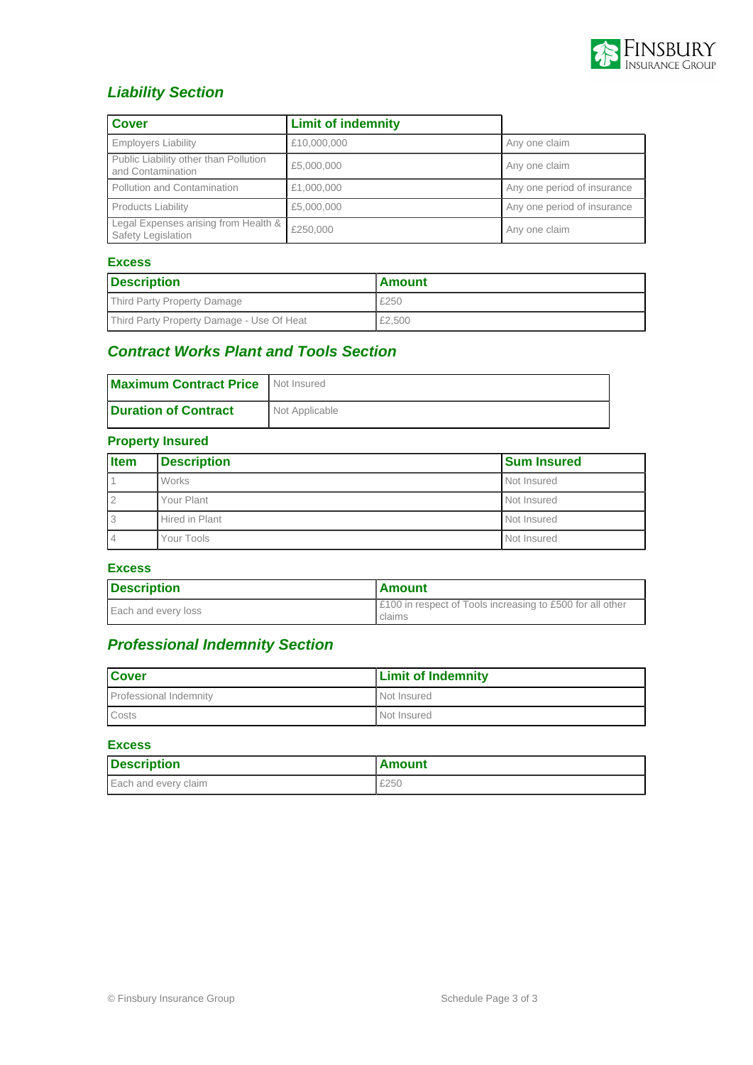## *Liability Section*

| Cover | Limit of indemnity | |
|---|---|---|
| Employers Liability | £10,000,000 | Any one claim |
| Public Liability other than Pollution and Contamination | £5,000,000 | Any one claim |
| Pollution and Contamination | £1,000,000 | Any one period of insurance |
| Products Liability | £5,000,000 | Any one period of insurance |
| Legal Expenses arising from Health & Safety Legislation | £250,000 | Any one claim |

### Excess

| Description | Amount |
|---|---|
| Third Party Property Damage | £250 |
| Third Party Property Damage - Use Of Heat | £2,500 |

## *Contract Works Plant and Tools Section*

| | |
|---|---|
| **Maximum Contract Price** | Not Insured |
| **Duration of Contract** | Not Applicable |

### Property Insured

| Item | Description | Sum Insured |
|---|---|---|
| 1 | Works | Not Insured |
| 2 | Your Plant | Not Insured |
| 3 | Hired in Plant | Not Insured |
| 4 | Your Tools | Not Insured |

### Excess

| Description | Amount |
|---|---|
| Each and every loss | £100 in respect of Tools increasing to £500 for all other claims |

## *Professional Indemnity Section*

| Cover | Limit of Indemnity |
|---|---|
| Professional Indemnity | Not Insured |
| Costs | Not Insured |

### Excess

| Description | Amount |
|---|---|
| Each and every claim | £250 |